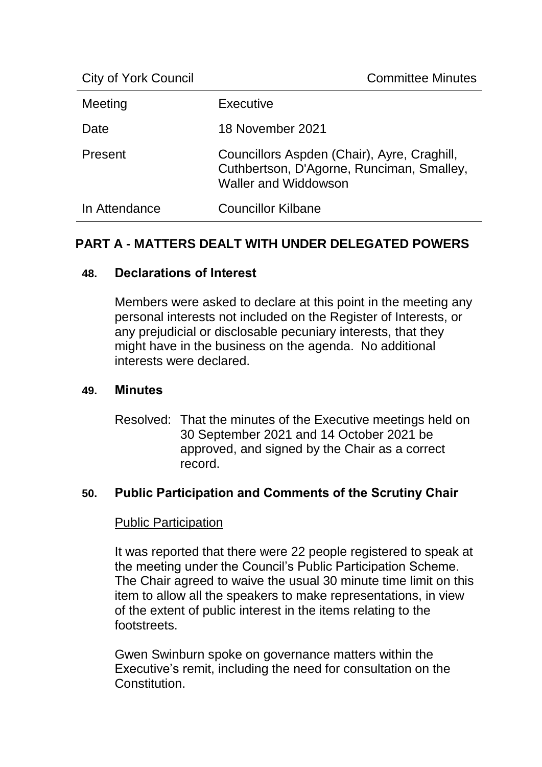| City of York Council | Committee Minutes |
| --- | --- |
| Meeting | Executive |
| Date | 18 November 2021 |
| Present | Councillors Aspden (Chair), Ayre, Craghill, Cuthbertson, D'Agorne, Runciman, Smalley, Waller and Widdowson |
| In Attendance | Councillor Kilbane |

## PART A - MATTERS DEALT WITH UNDER DELEGATED POWERS

### 48. Declarations of Interest

Members were asked to declare at this point in the meeting any personal interests not included on the Register of Interests, or any prejudicial or disclosable pecuniary interests, that they might have in the business on the agenda. No additional interests were declared.

### 49. Minutes

Resolved: That the minutes of the Executive meetings held on 30 September 2021 and 14 October 2021 be approved, and signed by the Chair as a correct record.

### 50. Public Participation and Comments of the Scrutiny Chair

Public Participation

It was reported that there were 22 people registered to speak at the meeting under the Council's Public Participation Scheme. The Chair agreed to waive the usual 30 minute time limit on this item to allow all the speakers to make representations, in view of the extent of public interest in the items relating to the footstreets.

Gwen Swinburn spoke on governance matters within the Executive's remit, including the need for consultation on the Constitution.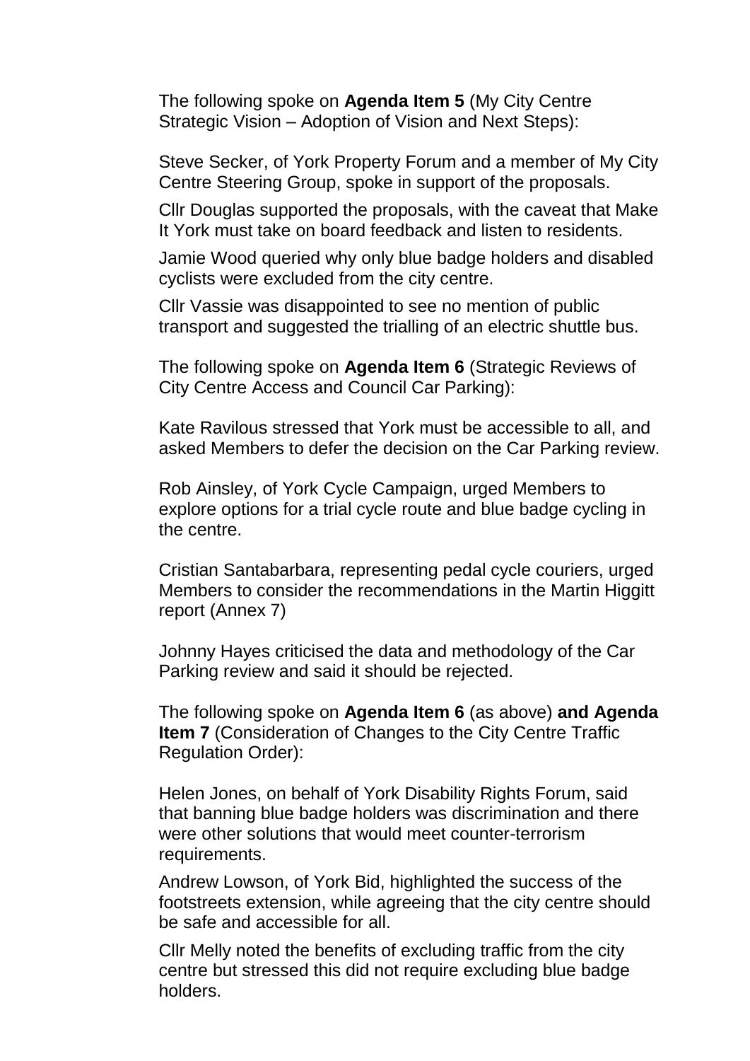The following spoke on **Agenda Item 5** (My City Centre Strategic Vision – Adoption of Vision and Next Steps):

Steve Secker, of York Property Forum and a member of My City Centre Steering Group, spoke in support of the proposals.

Cllr Douglas supported the proposals, with the caveat that Make It York must take on board feedback and listen to residents.

Jamie Wood queried why only blue badge holders and disabled cyclists were excluded from the city centre.

Cllr Vassie was disappointed to see no mention of public transport and suggested the trialling of an electric shuttle bus.

The following spoke on **Agenda Item 6** (Strategic Reviews of City Centre Access and Council Car Parking):

Kate Ravilous stressed that York must be accessible to all, and asked Members to defer the decision on the Car Parking review.

Rob Ainsley, of York Cycle Campaign, urged Members to explore options for a trial cycle route and blue badge cycling in the centre.

Cristian Santabarbara, representing pedal cycle couriers, urged Members to consider the recommendations in the Martin Higgitt report (Annex 7)

Johnny Hayes criticised the data and methodology of the Car Parking review and said it should be rejected.

The following spoke on **Agenda Item 6** (as above) **and Agenda Item 7** (Consideration of Changes to the City Centre Traffic Regulation Order):

Helen Jones, on behalf of York Disability Rights Forum, said that banning blue badge holders was discrimination and there were other solutions that would meet counter-terrorism requirements.

Andrew Lowson, of York Bid, highlighted the success of the footstreets extension, while agreeing that the city centre should be safe and accessible for all.

Cllr Melly noted the benefits of excluding traffic from the city centre but stressed this did not require excluding blue badge holders.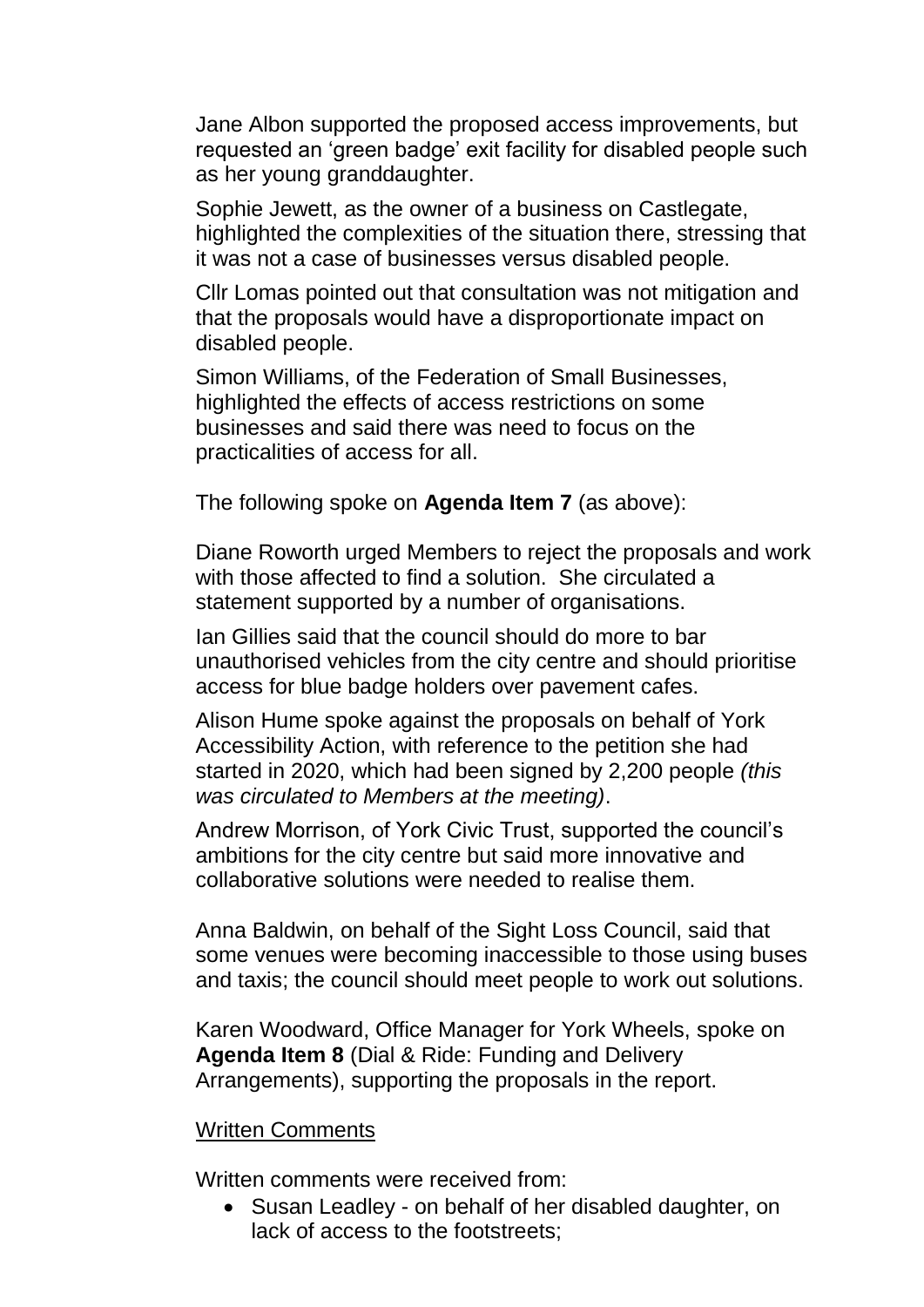Jane Albon supported the proposed access improvements, but requested an 'green badge' exit facility for disabled people such as her young granddaughter.

Sophie Jewett, as the owner of a business on Castlegate, highlighted the complexities of the situation there, stressing that it was not a case of businesses versus disabled people.

Cllr Lomas pointed out that consultation was not mitigation and that the proposals would have a disproportionate impact on disabled people.

Simon Williams, of the Federation of Small Businesses, highlighted the effects of access restrictions on some businesses and said there was need to focus on the practicalities of access for all.

The following spoke on **Agenda Item 7** (as above):

Diane Roworth urged Members to reject the proposals and work with those affected to find a solution. She circulated a statement supported by a number of organisations.

Ian Gillies said that the council should do more to bar unauthorised vehicles from the city centre and should prioritise access for blue badge holders over pavement cafes.

Alison Hume spoke against the proposals on behalf of York Accessibility Action, with reference to the petition she had started in 2020, which had been signed by 2,200 people *(this was circulated to Members at the meeting)*.

Andrew Morrison, of York Civic Trust, supported the council's ambitions for the city centre but said more innovative and collaborative solutions were needed to realise them.

Anna Baldwin, on behalf of the Sight Loss Council, said that some venues were becoming inaccessible to those using buses and taxis; the council should meet people to work out solutions.

Karen Woodward, Office Manager for York Wheels, spoke on **Agenda Item 8** (Dial & Ride: Funding and Delivery Arrangements), supporting the proposals in the report.

<u>Written Comments</u>

Written comments were received from:

- Susan Leadley - on behalf of her disabled daughter, on lack of access to the footstreets;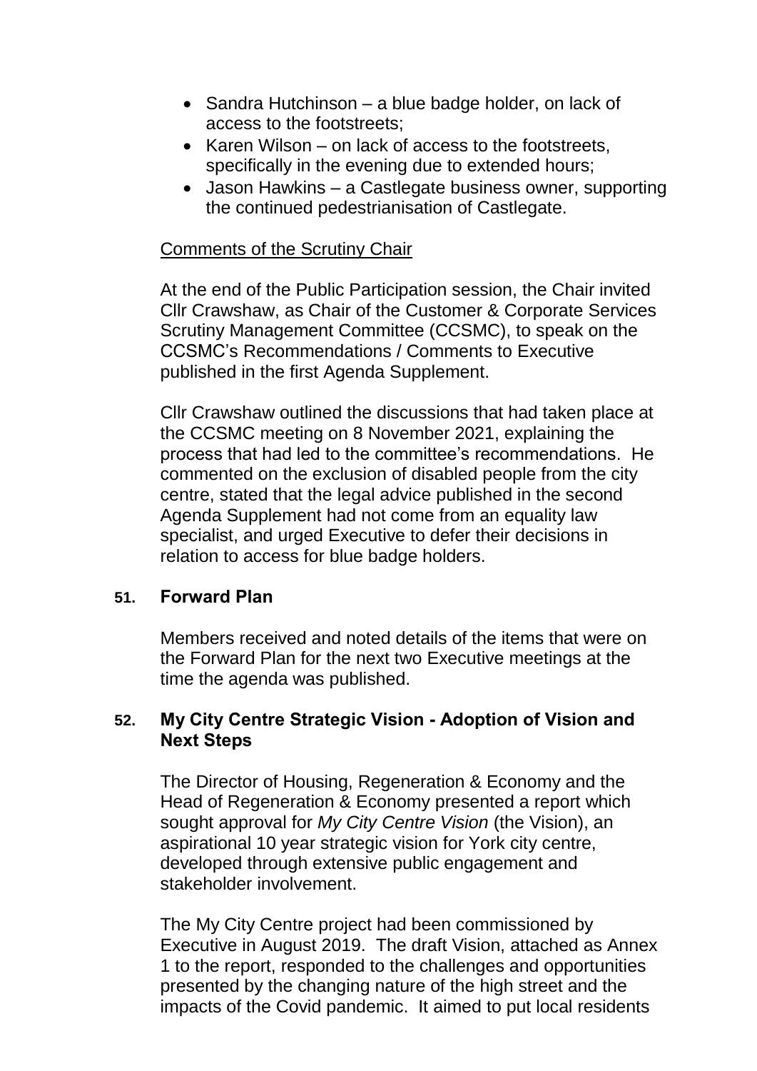- Sandra Hutchinson – a blue badge holder, on lack of access to the footstreets;
- Karen Wilson – on lack of access to the footstreets, specifically in the evening due to extended hours;
- Jason Hawkins – a Castlegate business owner, supporting the continued pedestrianisation of Castlegate.

Comments of the Scrutiny Chair

At the end of the Public Participation session, the Chair invited Cllr Crawshaw, as Chair of the Customer & Corporate Services Scrutiny Management Committee (CCSMC), to speak on the CCSMC's Recommendations / Comments to Executive published in the first Agenda Supplement.

Cllr Crawshaw outlined the discussions that had taken place at the CCSMC meeting on 8 November 2021, explaining the process that had led to the committee's recommendations. He commented on the exclusion of disabled people from the city centre, stated that the legal advice published in the second Agenda Supplement had not come from an equality law specialist, and urged Executive to defer their decisions in relation to access for blue badge holders.

## 51. Forward Plan

Members received and noted details of the items that were on the Forward Plan for the next two Executive meetings at the time the agenda was published.

## 52. My City Centre Strategic Vision - Adoption of Vision and Next Steps

The Director of Housing, Regeneration & Economy and the Head of Regeneration & Economy presented a report which sought approval for *My City Centre Vision* (the Vision), an aspirational 10 year strategic vision for York city centre, developed through extensive public engagement and stakeholder involvement.

The My City Centre project had been commissioned by Executive in August 2019. The draft Vision, attached as Annex 1 to the report, responded to the challenges and opportunities presented by the changing nature of the high street and the impacts of the Covid pandemic. It aimed to put local residents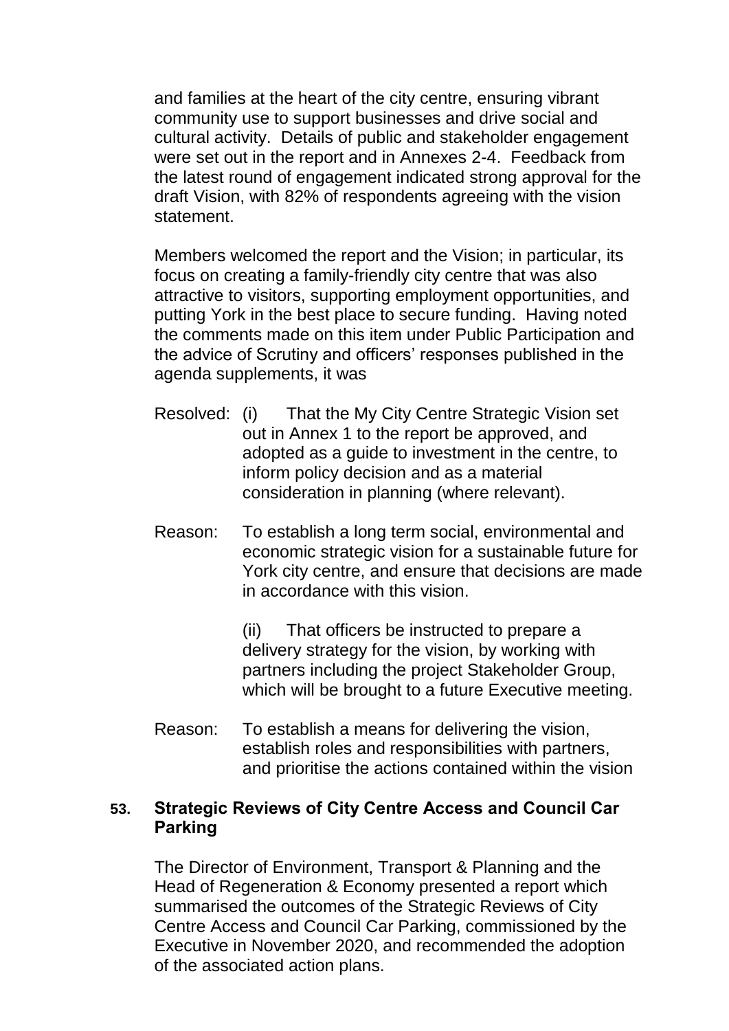and families at the heart of the city centre, ensuring vibrant community use to support businesses and drive social and cultural activity. Details of public and stakeholder engagement were set out in the report and in Annexes 2-4. Feedback from the latest round of engagement indicated strong approval for the draft Vision, with 82% of respondents agreeing with the vision statement.

Members welcomed the report and the Vision; in particular, its focus on creating a family-friendly city centre that was also attractive to visitors, supporting employment opportunities, and putting York in the best place to secure funding. Having noted the comments made on this item under Public Participation and the advice of Scrutiny and officers' responses published in the agenda supplements, it was

Resolved: (i) That the My City Centre Strategic Vision set out in Annex 1 to the report be approved, and adopted as a guide to investment in the centre, to inform policy decision and as a material consideration in planning (where relevant).

Reason: To establish a long term social, environmental and economic strategic vision for a sustainable future for York city centre, and ensure that decisions are made in accordance with this vision.

(ii) That officers be instructed to prepare a delivery strategy for the vision, by working with partners including the project Stakeholder Group, which will be brought to a future Executive meeting.

Reason: To establish a means for delivering the vision, establish roles and responsibilities with partners, and prioritise the actions contained within the vision

## 53. Strategic Reviews of City Centre Access and Council Car Parking

The Director of Environment, Transport & Planning and the Head of Regeneration & Economy presented a report which summarised the outcomes of the Strategic Reviews of City Centre Access and Council Car Parking, commissioned by the Executive in November 2020, and recommended the adoption of the associated action plans.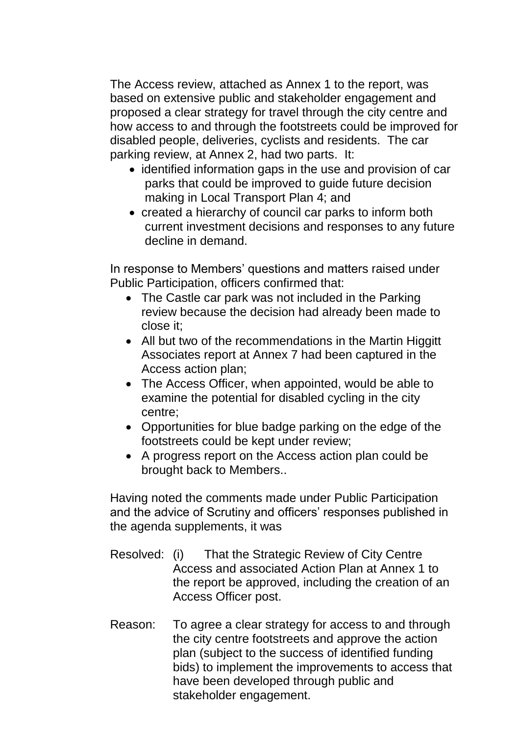The Access review, attached as Annex 1 to the report, was based on extensive public and stakeholder engagement and proposed a clear strategy for travel through the city centre and how access to and through the footstreets could be improved for disabled people, deliveries, cyclists and residents. The car parking review, at Annex 2, had two parts. It:

- identified information gaps in the use and provision of car parks that could be improved to guide future decision making in Local Transport Plan 4; and
- created a hierarchy of council car parks to inform both current investment decisions and responses to any future decline in demand.

In response to Members' questions and matters raised under Public Participation, officers confirmed that:

- The Castle car park was not included in the Parking review because the decision had already been made to close it;
- All but two of the recommendations in the Martin Higgitt Associates report at Annex 7 had been captured in the Access action plan;
- The Access Officer, when appointed, would be able to examine the potential for disabled cycling in the city centre;
- Opportunities for blue badge parking on the edge of the footstreets could be kept under review;
- A progress report on the Access action plan could be brought back to Members..

Having noted the comments made under Public Participation and the advice of Scrutiny and officers' responses published in the agenda supplements, it was

Resolved: (i) That the Strategic Review of City Centre Access and associated Action Plan at Annex 1 to the report be approved, including the creation of an Access Officer post.

Reason: To agree a clear strategy for access to and through the city centre footstreets and approve the action plan (subject to the success of identified funding bids) to implement the improvements to access that have been developed through public and stakeholder engagement.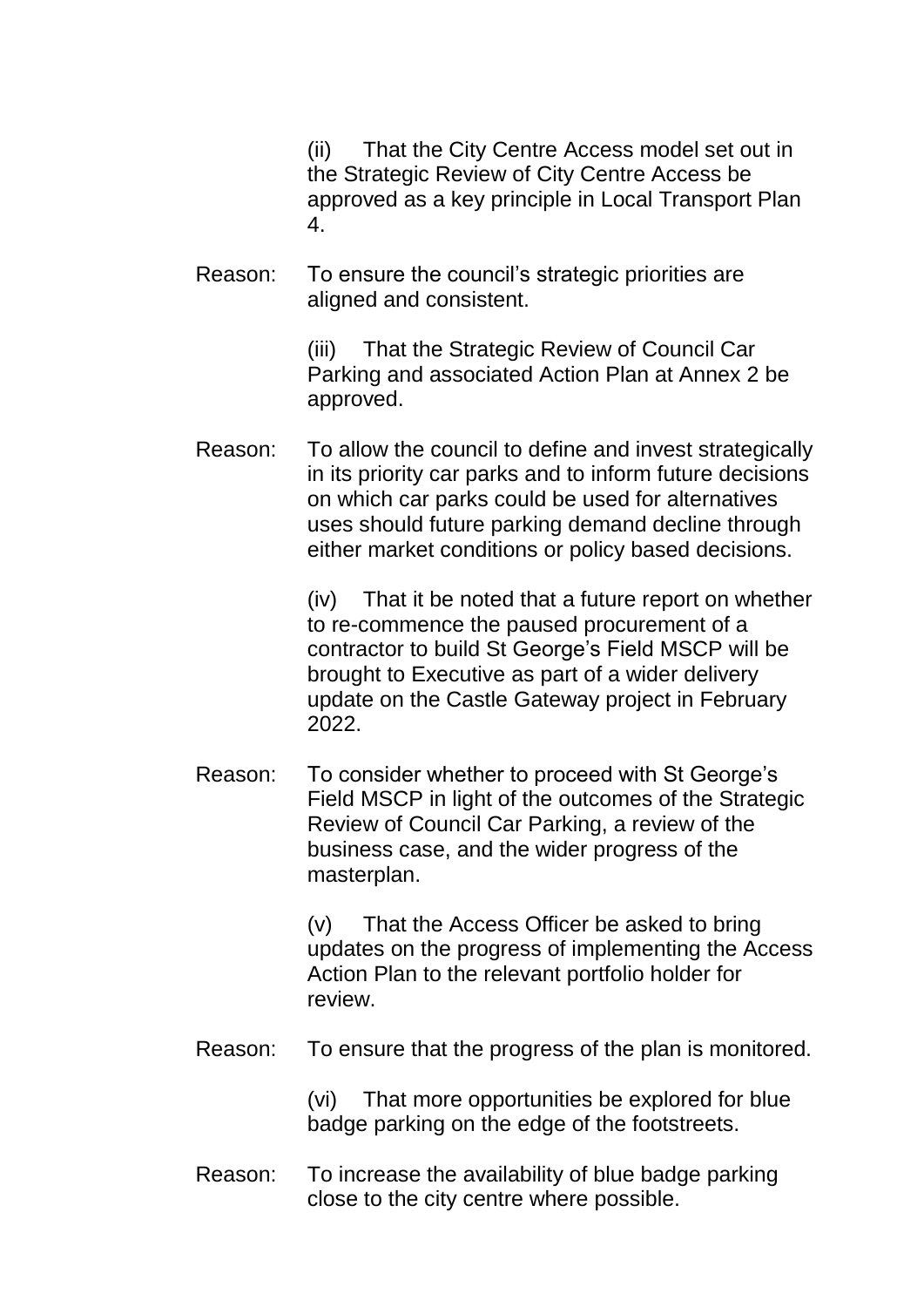(ii) That the City Centre Access model set out in the Strategic Review of City Centre Access be approved as a key principle in Local Transport Plan 4.

Reason: To ensure the council's strategic priorities are aligned and consistent.

(iii) That the Strategic Review of Council Car Parking and associated Action Plan at Annex 2 be approved.

Reason: To allow the council to define and invest strategically in its priority car parks and to inform future decisions on which car parks could be used for alternatives uses should future parking demand decline through either market conditions or policy based decisions.

(iv) That it be noted that a future report on whether to re-commence the paused procurement of a contractor to build St George's Field MSCP will be brought to Executive as part of a wider delivery update on the Castle Gateway project in February 2022.

Reason: To consider whether to proceed with St George's Field MSCP in light of the outcomes of the Strategic Review of Council Car Parking, a review of the business case, and the wider progress of the masterplan.

(v) That the Access Officer be asked to bring updates on the progress of implementing the Access Action Plan to the relevant portfolio holder for review.

Reason: To ensure that the progress of the plan is monitored.

(vi) That more opportunities be explored for blue badge parking on the edge of the footstreets.

Reason: To increase the availability of blue badge parking close to the city centre where possible.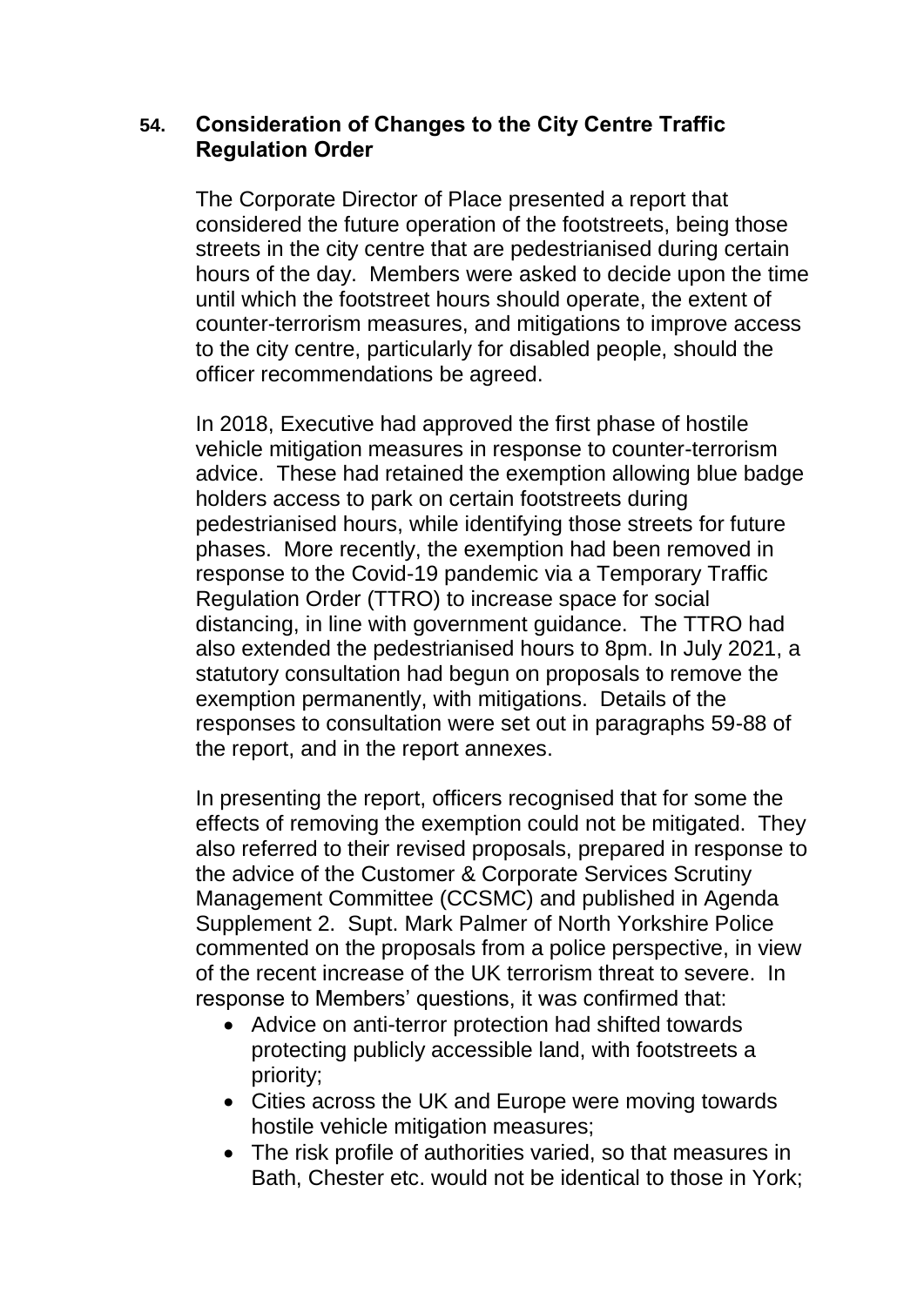## 54. Consideration of Changes to the City Centre Traffic Regulation Order

The Corporate Director of Place presented a report that considered the future operation of the footstreets, being those streets in the city centre that are pedestrianised during certain hours of the day. Members were asked to decide upon the time until which the footstreet hours should operate, the extent of counter-terrorism measures, and mitigations to improve access to the city centre, particularly for disabled people, should the officer recommendations be agreed.

In 2018, Executive had approved the first phase of hostile vehicle mitigation measures in response to counter-terrorism advice. These had retained the exemption allowing blue badge holders access to park on certain footstreets during pedestrianised hours, while identifying those streets for future phases. More recently, the exemption had been removed in response to the Covid-19 pandemic via a Temporary Traffic Regulation Order (TTRO) to increase space for social distancing, in line with government guidance. The TTRO had also extended the pedestrianised hours to 8pm. In July 2021, a statutory consultation had begun on proposals to remove the exemption permanently, with mitigations. Details of the responses to consultation were set out in paragraphs 59-88 of the report, and in the report annexes.

In presenting the report, officers recognised that for some the effects of removing the exemption could not be mitigated. They also referred to their revised proposals, prepared in response to the advice of the Customer & Corporate Services Scrutiny Management Committee (CCSMC) and published in Agenda Supplement 2. Supt. Mark Palmer of North Yorkshire Police commented on the proposals from a police perspective, in view of the recent increase of the UK terrorism threat to severe. In response to Members' questions, it was confirmed that:

- Advice on anti-terror protection had shifted towards protecting publicly accessible land, with footstreets a priority;
- Cities across the UK and Europe were moving towards hostile vehicle mitigation measures;
- The risk profile of authorities varied, so that measures in Bath, Chester etc. would not be identical to those in York;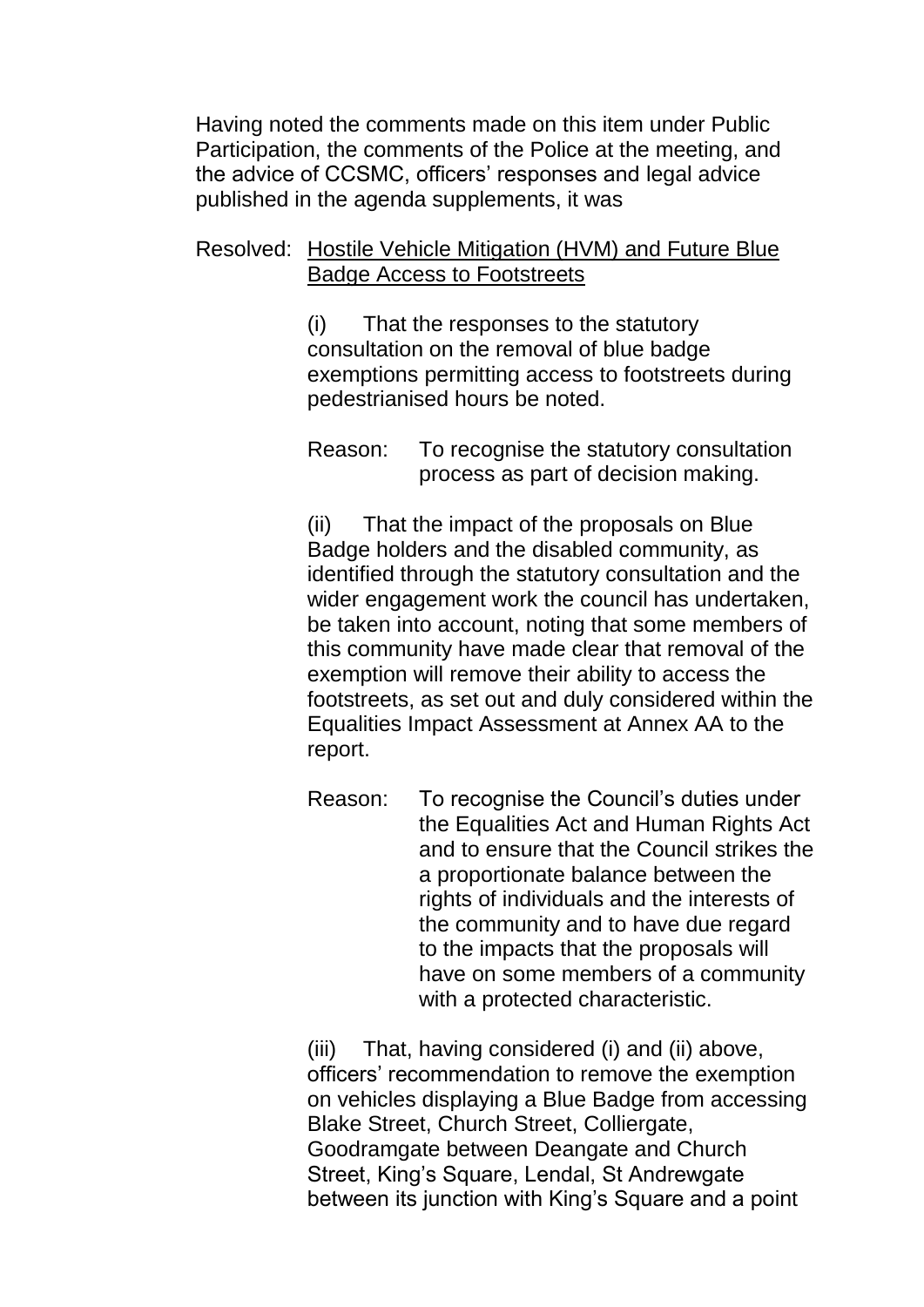Having noted the comments made on this item under Public Participation, the comments of the Police at the meeting, and the advice of CCSMC, officers' responses and legal advice published in the agenda supplements, it was

Resolved: <u>Hostile Vehicle Mitigation (HVM) and Future Blue Badge Access to Footstreets</u>

(i) That the responses to the statutory consultation on the removal of blue badge exemptions permitting access to footstreets during pedestrianised hours be noted.

Reason: To recognise the statutory consultation process as part of decision making.

(ii) That the impact of the proposals on Blue Badge holders and the disabled community, as identified through the statutory consultation and the wider engagement work the council has undertaken, be taken into account, noting that some members of this community have made clear that removal of the exemption will remove their ability to access the footstreets, as set out and duly considered within the Equalities Impact Assessment at Annex AA to the report.

Reason: To recognise the Council's duties under the Equalities Act and Human Rights Act and to ensure that the Council strikes the a proportionate balance between the rights of individuals and the interests of the community and to have due regard to the impacts that the proposals will have on some members of a community with a protected characteristic.

(iii) That, having considered (i) and (ii) above, officers' recommendation to remove the exemption on vehicles displaying a Blue Badge from accessing Blake Street, Church Street, Colliergate, Goodramgate between Deangate and Church Street, King's Square, Lendal, St Andrewgate between its junction with King's Square and a point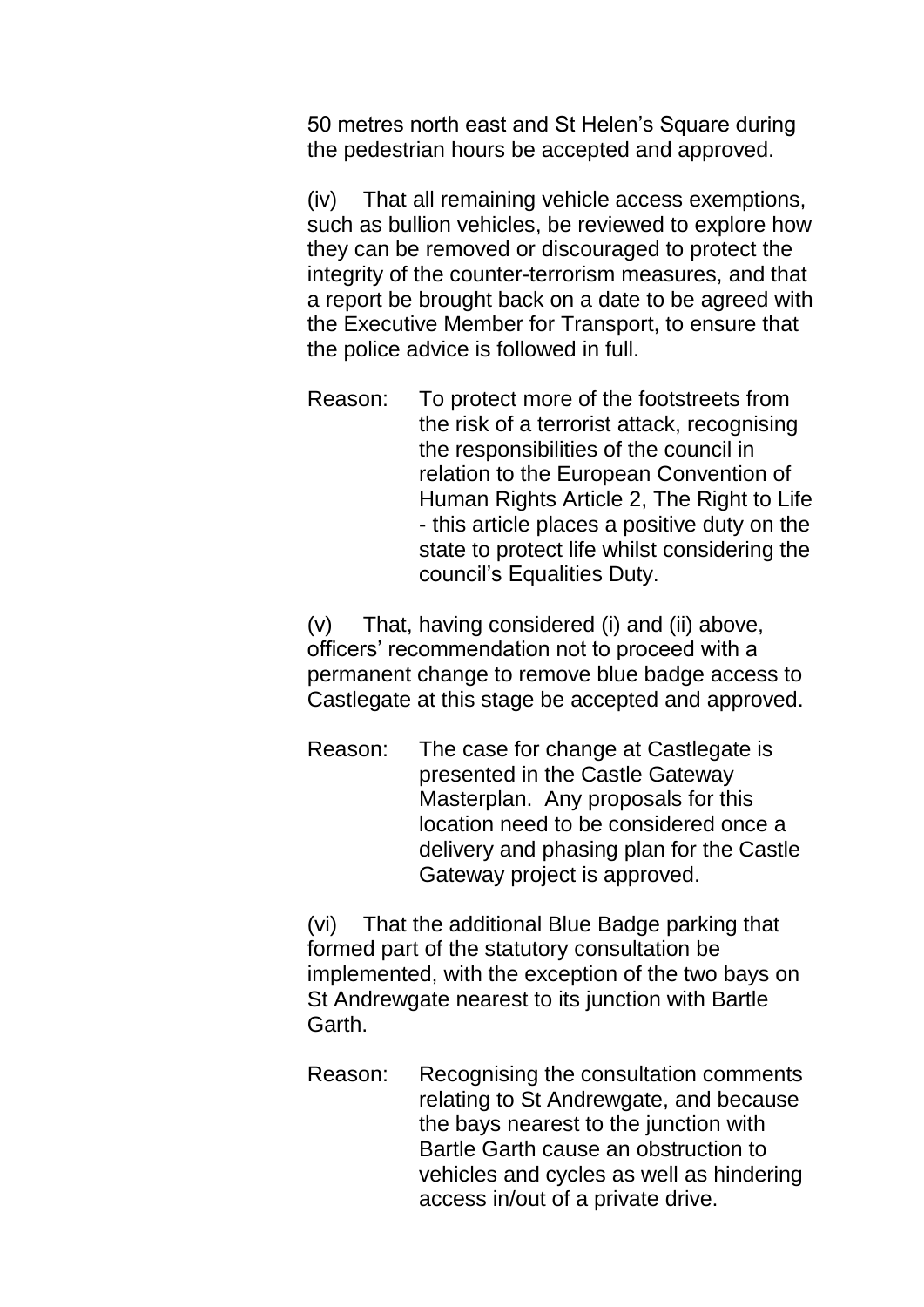50 metres north east and St Helen's Square during the pedestrian hours be accepted and approved.

(iv) That all remaining vehicle access exemptions, such as bullion vehicles, be reviewed to explore how they can be removed or discouraged to protect the integrity of the counter-terrorism measures, and that a report be brought back on a date to be agreed with the Executive Member for Transport, to ensure that the police advice is followed in full.

Reason: To protect more of the footstreets from the risk of a terrorist attack, recognising the responsibilities of the council in relation to the European Convention of Human Rights Article 2, The Right to Life - this article places a positive duty on the state to protect life whilst considering the council's Equalities Duty.

(v) That, having considered (i) and (ii) above, officers' recommendation not to proceed with a permanent change to remove blue badge access to Castlegate at this stage be accepted and approved.

Reason: The case for change at Castlegate is presented in the Castle Gateway Masterplan. Any proposals for this location need to be considered once a delivery and phasing plan for the Castle Gateway project is approved.

(vi) That the additional Blue Badge parking that formed part of the statutory consultation be implemented, with the exception of the two bays on St Andrewgate nearest to its junction with Bartle Garth.

Reason: Recognising the consultation comments relating to St Andrewgate, and because the bays nearest to the junction with Bartle Garth cause an obstruction to vehicles and cycles as well as hindering access in/out of a private drive.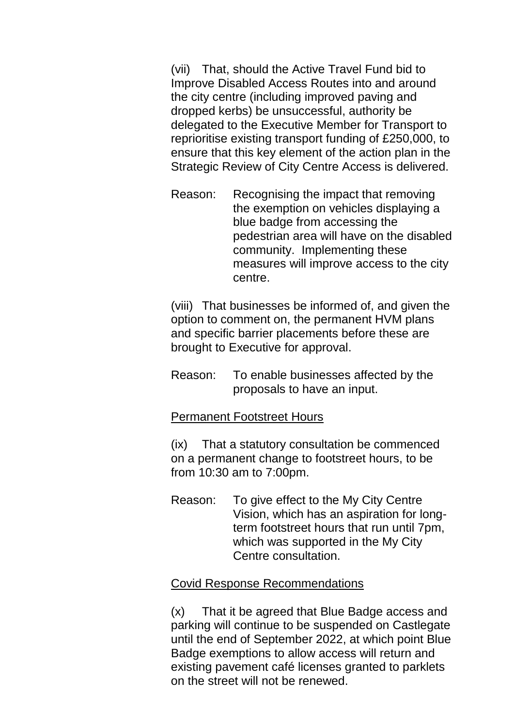(vii) That, should the Active Travel Fund bid to Improve Disabled Access Routes into and around the city centre (including improved paving and dropped kerbs) be unsuccessful, authority be delegated to the Executive Member for Transport to reprioritise existing transport funding of £250,000, to ensure that this key element of the action plan in the Strategic Review of City Centre Access is delivered.

Reason: Recognising the impact that removing the exemption on vehicles displaying a blue badge from accessing the pedestrian area will have on the disabled community. Implementing these measures will improve access to the city centre.

(viii) That businesses be informed of, and given the option to comment on, the permanent HVM plans and specific barrier placements before these are brought to Executive for approval.

Reason: To enable businesses affected by the proposals to have an input.

Permanent Footstreet Hours

(ix) That a statutory consultation be commenced on a permanent change to footstreet hours, to be from 10:30 am to 7:00pm.

Reason: To give effect to the My City Centre Vision, which has an aspiration for long-term footstreet hours that run until 7pm, which was supported in the My City Centre consultation.

Covid Response Recommendations

(x) That it be agreed that Blue Badge access and parking will continue to be suspended on Castlegate until the end of September 2022, at which point Blue Badge exemptions to allow access will return and existing pavement café licenses granted to parklets on the street will not be renewed.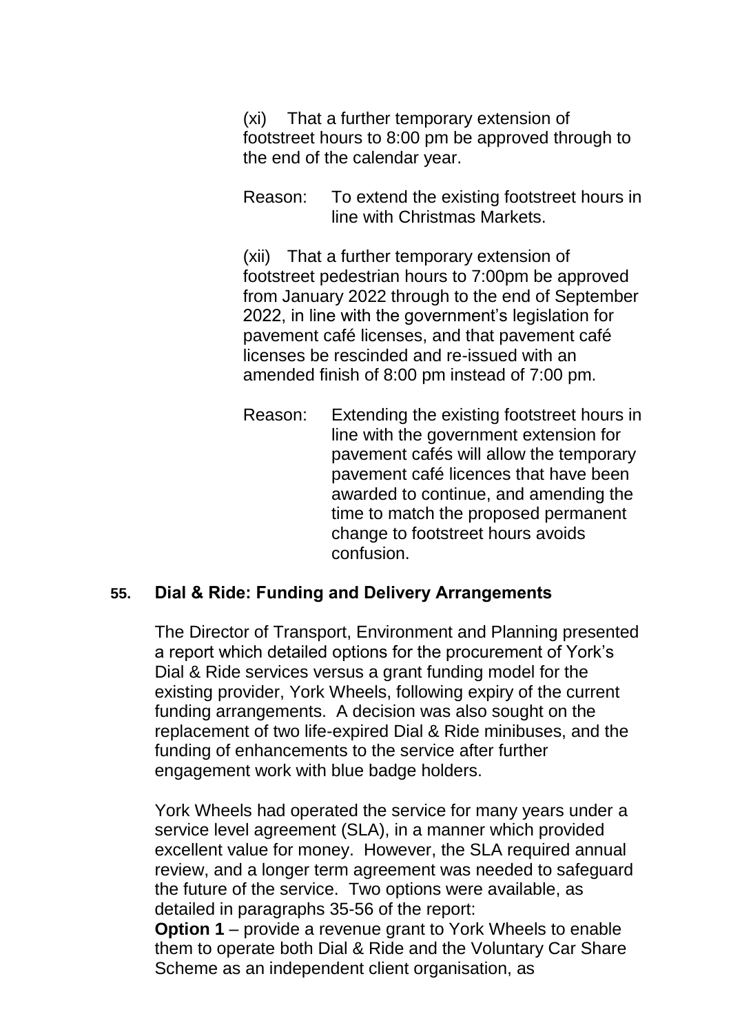(xi) That a further temporary extension of footstreet hours to 8:00 pm be approved through to the end of the calendar year.

Reason: To extend the existing footstreet hours in line with Christmas Markets.

(xii) That a further temporary extension of footstreet pedestrian hours to 7:00pm be approved from January 2022 through to the end of September 2022, in line with the government's legislation for pavement café licenses, and that pavement café licenses be rescinded and re-issued with an amended finish of 8:00 pm instead of 7:00 pm.

Reason: Extending the existing footstreet hours in line with the government extension for pavement cafés will allow the temporary pavement café licences that have been awarded to continue, and amending the time to match the proposed permanent change to footstreet hours avoids confusion.

## 55. Dial & Ride: Funding and Delivery Arrangements

The Director of Transport, Environment and Planning presented a report which detailed options for the procurement of York's Dial & Ride services versus a grant funding model for the existing provider, York Wheels, following expiry of the current funding arrangements. A decision was also sought on the replacement of two life-expired Dial & Ride minibuses, and the funding of enhancements to the service after further engagement work with blue badge holders.

York Wheels had operated the service for many years under a service level agreement (SLA), in a manner which provided excellent value for money. However, the SLA required annual review, and a longer term agreement was needed to safeguard the future of the service. Two options were available, as detailed in paragraphs 35-56 of the report:
**Option 1** – provide a revenue grant to York Wheels to enable them to operate both Dial & Ride and the Voluntary Car Share Scheme as an independent client organisation, as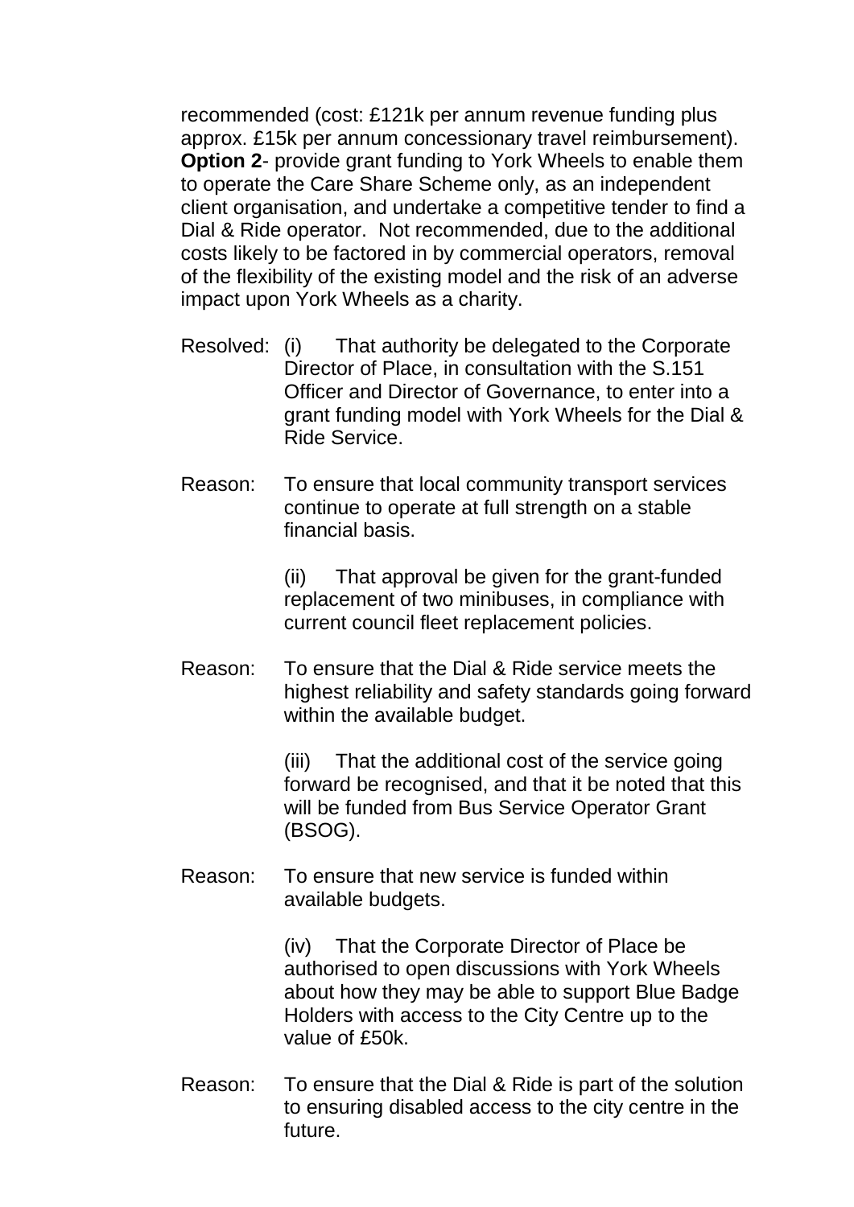recommended (cost: £121k per annum revenue funding plus approx. £15k per annum concessionary travel reimbursement). **Option 2**- provide grant funding to York Wheels to enable them to operate the Care Share Scheme only, as an independent client organisation, and undertake a competitive tender to find a Dial & Ride operator. Not recommended, due to the additional costs likely to be factored in by commercial operators, removal of the flexibility of the existing model and the risk of an adverse impact upon York Wheels as a charity.

Resolved: (i) That authority be delegated to the Corporate Director of Place, in consultation with the S.151 Officer and Director of Governance, to enter into a grant funding model with York Wheels for the Dial & Ride Service.

Reason: To ensure that local community transport services continue to operate at full strength on a stable financial basis.

(ii) That approval be given for the grant-funded replacement of two minibuses, in compliance with current council fleet replacement policies.

Reason: To ensure that the Dial & Ride service meets the highest reliability and safety standards going forward within the available budget.

(iii) That the additional cost of the service going forward be recognised, and that it be noted that this will be funded from Bus Service Operator Grant (BSOG).

Reason: To ensure that new service is funded within available budgets.

(iv) That the Corporate Director of Place be authorised to open discussions with York Wheels about how they may be able to support Blue Badge Holders with access to the City Centre up to the value of £50k.

Reason: To ensure that the Dial & Ride is part of the solution to ensuring disabled access to the city centre in the future.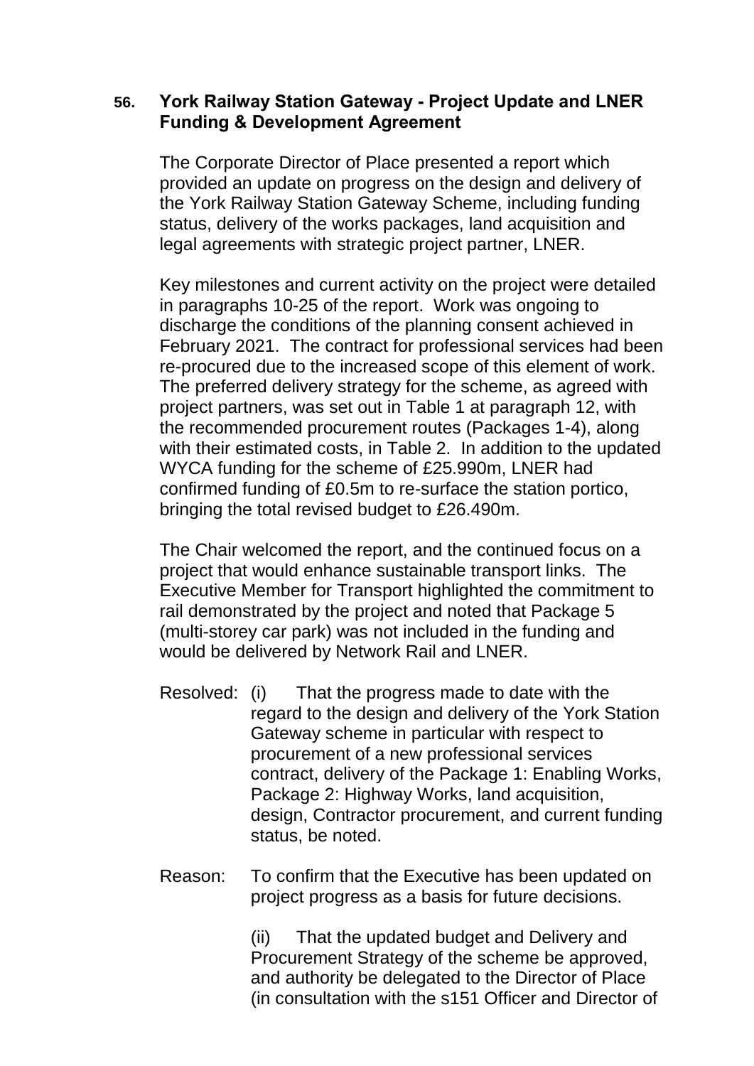**56. York Railway Station Gateway - Project Update and LNER Funding & Development Agreement**

The Corporate Director of Place presented a report which provided an update on progress on the design and delivery of the York Railway Station Gateway Scheme, including funding status, delivery of the works packages, land acquisition and legal agreements with strategic project partner, LNER.

Key milestones and current activity on the project were detailed in paragraphs 10-25 of the report. Work was ongoing to discharge the conditions of the planning consent achieved in February 2021. The contract for professional services had been re-procured due to the increased scope of this element of work. The preferred delivery strategy for the scheme, as agreed with project partners, was set out in Table 1 at paragraph 12, with the recommended procurement routes (Packages 1-4), along with their estimated costs, in Table 2. In addition to the updated WYCA funding for the scheme of £25.990m, LNER had confirmed funding of £0.5m to re-surface the station portico, bringing the total revised budget to £26.490m.

The Chair welcomed the report, and the continued focus on a project that would enhance sustainable transport links. The Executive Member for Transport highlighted the commitment to rail demonstrated by the project and noted that Package 5 (multi-storey car park) was not included in the funding and would be delivered by Network Rail and LNER.

Resolved: (i) That the progress made to date with the regard to the design and delivery of the York Station Gateway scheme in particular with respect to procurement of a new professional services contract, delivery of the Package 1: Enabling Works, Package 2: Highway Works, land acquisition, design, Contractor procurement, and current funding status, be noted.

Reason: To confirm that the Executive has been updated on project progress as a basis for future decisions.

(ii) That the updated budget and Delivery and Procurement Strategy of the scheme be approved, and authority be delegated to the Director of Place (in consultation with the s151 Officer and Director of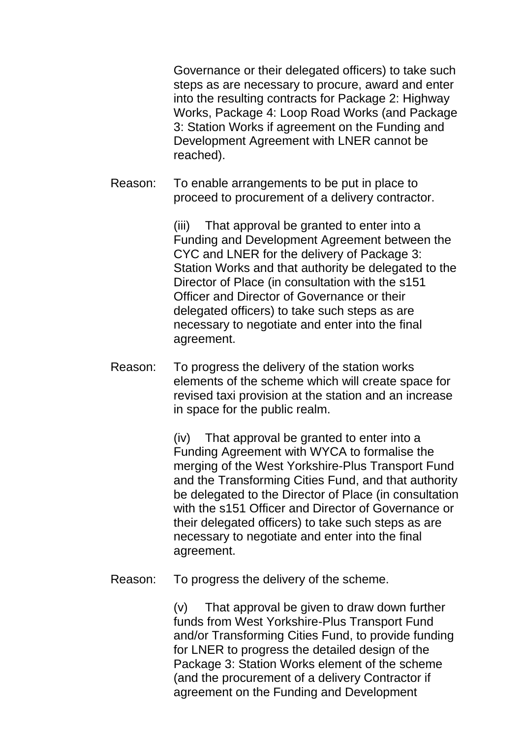Governance or their delegated officers) to take such steps as are necessary to procure, award and enter into the resulting contracts for Package 2: Highway Works, Package 4: Loop Road Works (and Package 3: Station Works if agreement on the Funding and Development Agreement with LNER cannot be reached).

Reason: To enable arrangements to be put in place to proceed to procurement of a delivery contractor.

(iii) That approval be granted to enter into a Funding and Development Agreement between the CYC and LNER for the delivery of Package 3: Station Works and that authority be delegated to the Director of Place (in consultation with the s151 Officer and Director of Governance or their delegated officers) to take such steps as are necessary to negotiate and enter into the final agreement.

Reason: To progress the delivery of the station works elements of the scheme which will create space for revised taxi provision at the station and an increase in space for the public realm.

(iv) That approval be granted to enter into a Funding Agreement with WYCA to formalise the merging of the West Yorkshire-Plus Transport Fund and the Transforming Cities Fund, and that authority be delegated to the Director of Place (in consultation with the s151 Officer and Director of Governance or their delegated officers) to take such steps as are necessary to negotiate and enter into the final agreement.

Reason: To progress the delivery of the scheme.

(v) That approval be given to draw down further funds from West Yorkshire-Plus Transport Fund and/or Transforming Cities Fund, to provide funding for LNER to progress the detailed design of the Package 3: Station Works element of the scheme (and the procurement of a delivery Contractor if agreement on the Funding and Development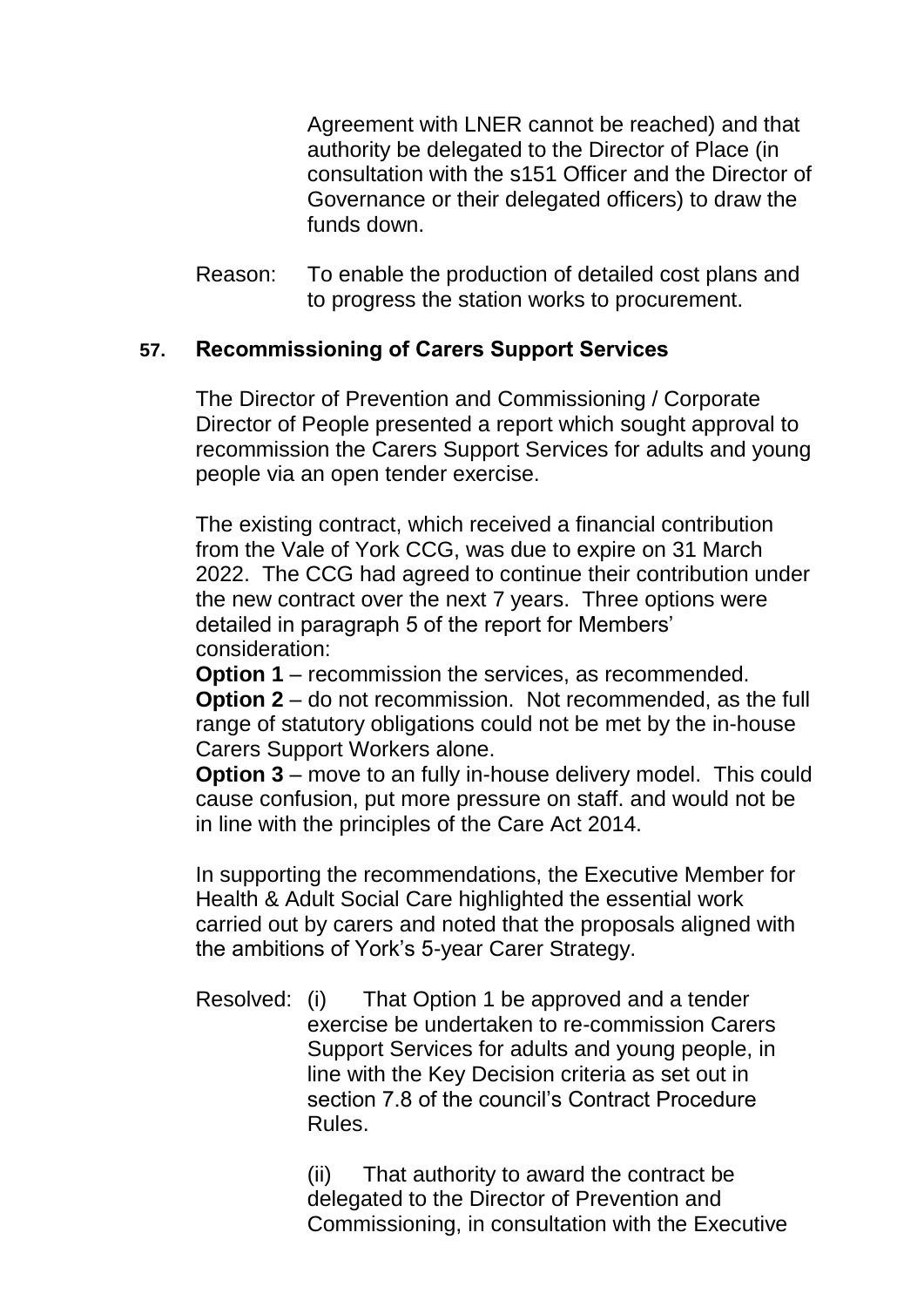Agreement with LNER cannot be reached) and that authority be delegated to the Director of Place (in consultation with the s151 Officer and the Director of Governance or their delegated officers) to draw the funds down.

Reason: To enable the production of detailed cost plans and to progress the station works to procurement.

## 57. Recommissioning of Carers Support Services

The Director of Prevention and Commissioning / Corporate Director of People presented a report which sought approval to recommission the Carers Support Services for adults and young people via an open tender exercise.

The existing contract, which received a financial contribution from the Vale of York CCG, was due to expire on 31 March 2022. The CCG had agreed to continue their contribution under the new contract over the next 7 years. Three options were detailed in paragraph 5 of the report for Members' consideration:

**Option 1** – recommission the services, as recommended.
**Option 2** – do not recommission. Not recommended, as the full range of statutory obligations could not be met by the in-house Carers Support Workers alone.
**Option 3** – move to an fully in-house delivery model. This could cause confusion, put more pressure on staff. and would not be in line with the principles of the Care Act 2014.

In supporting the recommendations, the Executive Member for Health & Adult Social Care highlighted the essential work carried out by carers and noted that the proposals aligned with the ambitions of York's 5-year Carer Strategy.

Resolved: (i) That Option 1 be approved and a tender exercise be undertaken to re-commission Carers Support Services for adults and young people, in line with the Key Decision criteria as set out in section 7.8 of the council's Contract Procedure Rules.

(ii) That authority to award the contract be delegated to the Director of Prevention and Commissioning, in consultation with the Executive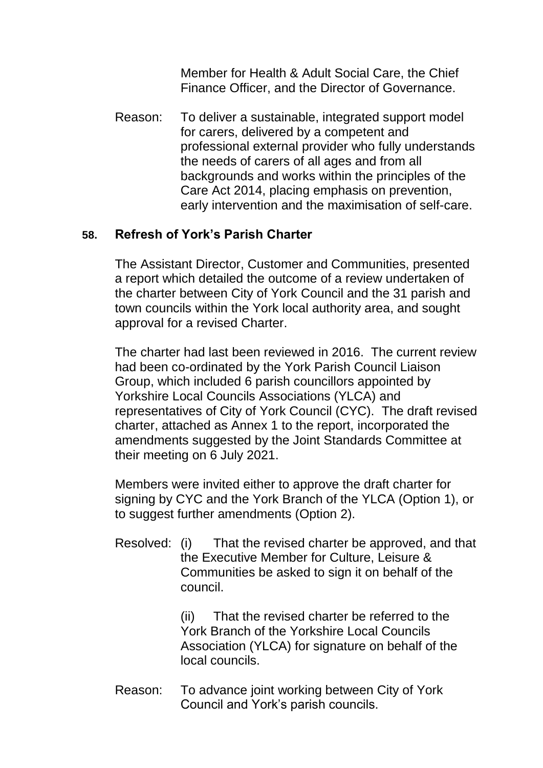Member for Health & Adult Social Care, the Chief Finance Officer, and the Director of Governance.

Reason: To deliver a sustainable, integrated support model for carers, delivered by a competent and professional external provider who fully understands the needs of carers of all ages and from all backgrounds and works within the principles of the Care Act 2014, placing emphasis on prevention, early intervention and the maximisation of self-care.

## 58. Refresh of York's Parish Charter

The Assistant Director, Customer and Communities, presented a report which detailed the outcome of a review undertaken of the charter between City of York Council and the 31 parish and town councils within the York local authority area, and sought approval for a revised Charter.

The charter had last been reviewed in 2016. The current review had been co-ordinated by the York Parish Council Liaison Group, which included 6 parish councillors appointed by Yorkshire Local Councils Associations (YLCA) and representatives of City of York Council (CYC). The draft revised charter, attached as Annex 1 to the report, incorporated the amendments suggested by the Joint Standards Committee at their meeting on 6 July 2021.

Members were invited either to approve the draft charter for signing by CYC and the York Branch of the YLCA (Option 1), or to suggest further amendments (Option 2).

Resolved: (i) That the revised charter be approved, and that the Executive Member for Culture, Leisure & Communities be asked to sign it on behalf of the council.

(ii) That the revised charter be referred to the York Branch of the Yorkshire Local Councils Association (YLCA) for signature on behalf of the local councils.

Reason: To advance joint working between City of York Council and York's parish councils.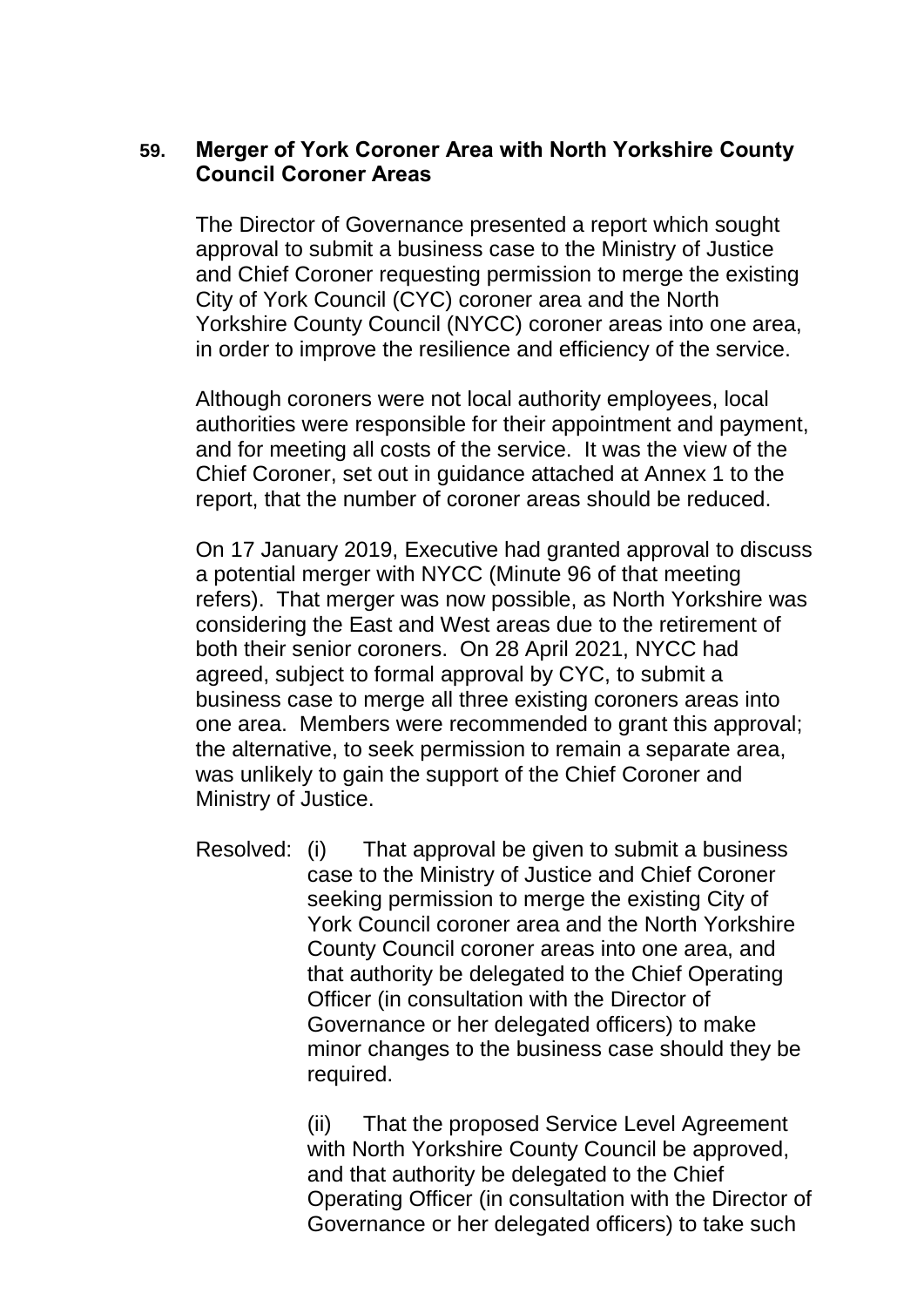**59. Merger of York Coroner Area with North Yorkshire County Council Coroner Areas**

The Director of Governance presented a report which sought approval to submit a business case to the Ministry of Justice and Chief Coroner requesting permission to merge the existing City of York Council (CYC) coroner area and the North Yorkshire County Council (NYCC) coroner areas into one area, in order to improve the resilience and efficiency of the service.

Although coroners were not local authority employees, local authorities were responsible for their appointment and payment, and for meeting all costs of the service. It was the view of the Chief Coroner, set out in guidance attached at Annex 1 to the report, that the number of coroner areas should be reduced.

On 17 January 2019, Executive had granted approval to discuss a potential merger with NYCC (Minute 96 of that meeting refers). That merger was now possible, as North Yorkshire was considering the East and West areas due to the retirement of both their senior coroners. On 28 April 2021, NYCC had agreed, subject to formal approval by CYC, to submit a business case to merge all three existing coroners areas into one area. Members were recommended to grant this approval; the alternative, to seek permission to remain a separate area, was unlikely to gain the support of the Chief Coroner and Ministry of Justice.

Resolved: (i) That approval be given to submit a business case to the Ministry of Justice and Chief Coroner seeking permission to merge the existing City of York Council coroner area and the North Yorkshire County Council coroner areas into one area, and that authority be delegated to the Chief Operating Officer (in consultation with the Director of Governance or her delegated officers) to make minor changes to the business case should they be required.

(ii) That the proposed Service Level Agreement with North Yorkshire County Council be approved, and that authority be delegated to the Chief Operating Officer (in consultation with the Director of Governance or her delegated officers) to take such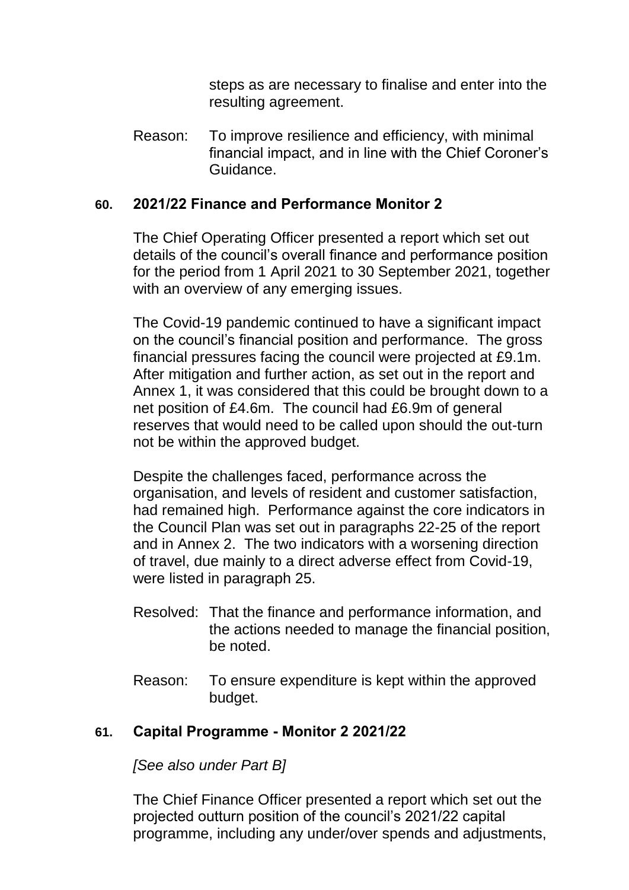steps as are necessary to finalise and enter into the resulting agreement.

Reason: To improve resilience and efficiency, with minimal financial impact, and in line with the Chief Coroner's Guidance.

### 60. 2021/22 Finance and Performance Monitor 2

The Chief Operating Officer presented a report which set out details of the council's overall finance and performance position for the period from 1 April 2021 to 30 September 2021, together with an overview of any emerging issues.

The Covid-19 pandemic continued to have a significant impact on the council's financial position and performance. The gross financial pressures facing the council were projected at £9.1m. After mitigation and further action, as set out in the report and Annex 1, it was considered that this could be brought down to a net position of £4.6m. The council had £6.9m of general reserves that would need to be called upon should the out-turn not be within the approved budget.

Despite the challenges faced, performance across the organisation, and levels of resident and customer satisfaction, had remained high. Performance against the core indicators in the Council Plan was set out in paragraphs 22-25 of the report and in Annex 2. The two indicators with a worsening direction of travel, due mainly to a direct adverse effect from Covid-19, were listed in paragraph 25.

Resolved: That the finance and performance information, and the actions needed to manage the financial position, be noted.

Reason: To ensure expenditure is kept within the approved budget.

### 61. Capital Programme - Monitor 2 2021/22

*[See also under Part B]*

The Chief Finance Officer presented a report which set out the projected outturn position of the council's 2021/22 capital programme, including any under/over spends and adjustments,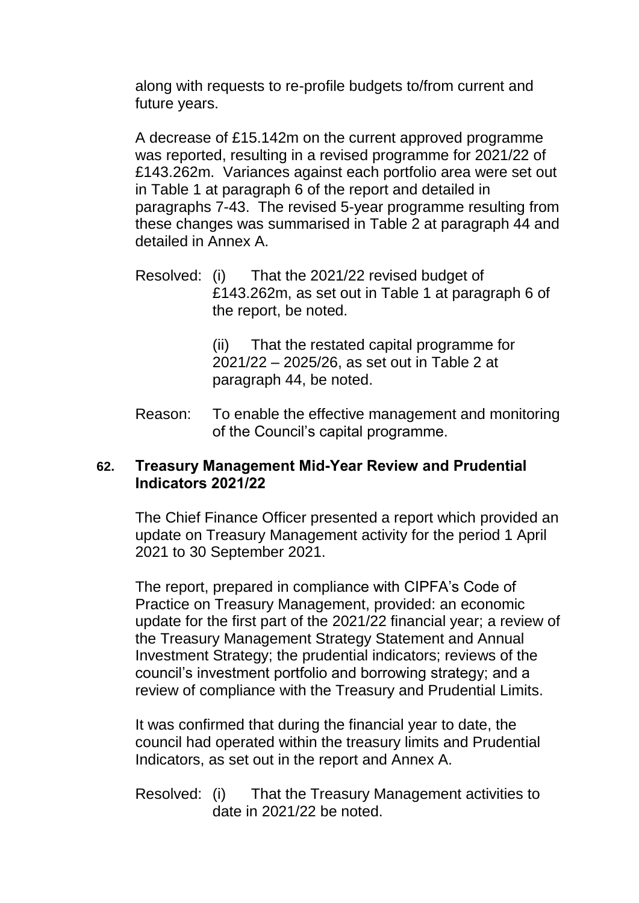along with requests to re-profile budgets to/from current and future years.

A decrease of £15.142m on the current approved programme was reported, resulting in a revised programme for 2021/22 of £143.262m. Variances against each portfolio area were set out in Table 1 at paragraph 6 of the report and detailed in paragraphs 7-43. The revised 5-year programme resulting from these changes was summarised in Table 2 at paragraph 44 and detailed in Annex A.

Resolved: (i) That the 2021/22 revised budget of £143.262m, as set out in Table 1 at paragraph 6 of the report, be noted.

(ii) That the restated capital programme for 2021/22 – 2025/26, as set out in Table 2 at paragraph 44, be noted.

Reason: To enable the effective management and monitoring of the Council's capital programme.

### 62. Treasury Management Mid-Year Review and Prudential Indicators 2021/22

The Chief Finance Officer presented a report which provided an update on Treasury Management activity for the period 1 April 2021 to 30 September 2021.

The report, prepared in compliance with CIPFA's Code of Practice on Treasury Management, provided: an economic update for the first part of the 2021/22 financial year; a review of the Treasury Management Strategy Statement and Annual Investment Strategy; the prudential indicators; reviews of the council's investment portfolio and borrowing strategy; and a review of compliance with the Treasury and Prudential Limits.

It was confirmed that during the financial year to date, the council had operated within the treasury limits and Prudential Indicators, as set out in the report and Annex A.

Resolved: (i) That the Treasury Management activities to date in 2021/22 be noted.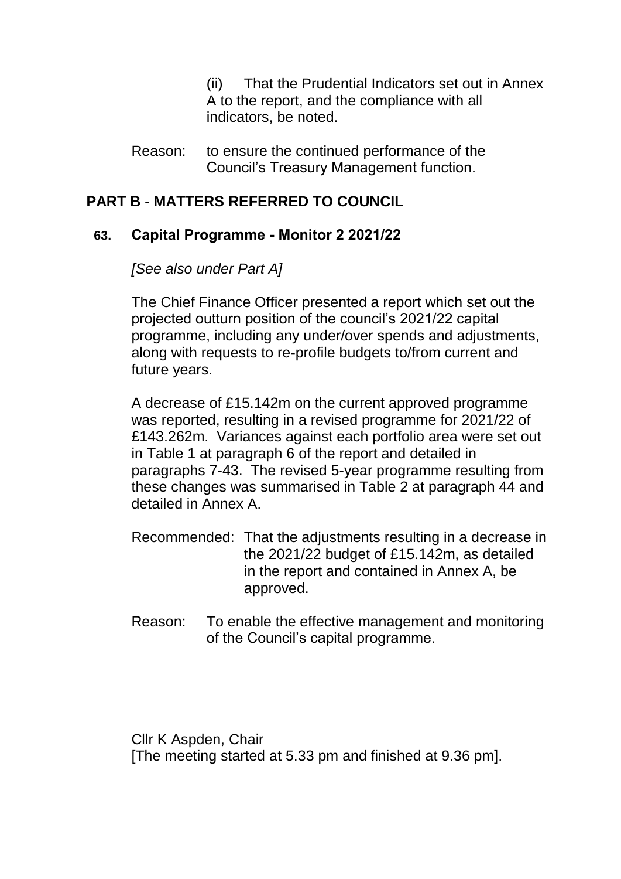(ii) That the Prudential Indicators set out in Annex A to the report, and the compliance with all indicators, be noted.

Reason: to ensure the continued performance of the Council's Treasury Management function.

## PART B - MATTERS REFERRED TO COUNCIL

### 63. Capital Programme - Monitor 2 2021/22

*[See also under Part A]*

The Chief Finance Officer presented a report which set out the projected outturn position of the council's 2021/22 capital programme, including any under/over spends and adjustments, along with requests to re-profile budgets to/from current and future years.

A decrease of £15.142m on the current approved programme was reported, resulting in a revised programme for 2021/22 of £143.262m. Variances against each portfolio area were set out in Table 1 at paragraph 6 of the report and detailed in paragraphs 7-43. The revised 5-year programme resulting from these changes was summarised in Table 2 at paragraph 44 and detailed in Annex A.

Recommended: That the adjustments resulting in a decrease in the 2021/22 budget of £15.142m, as detailed in the report and contained in Annex A, be approved.

Reason: To enable the effective management and monitoring of the Council's capital programme.

Cllr K Aspden, Chair
[The meeting started at 5.33 pm and finished at 9.36 pm].